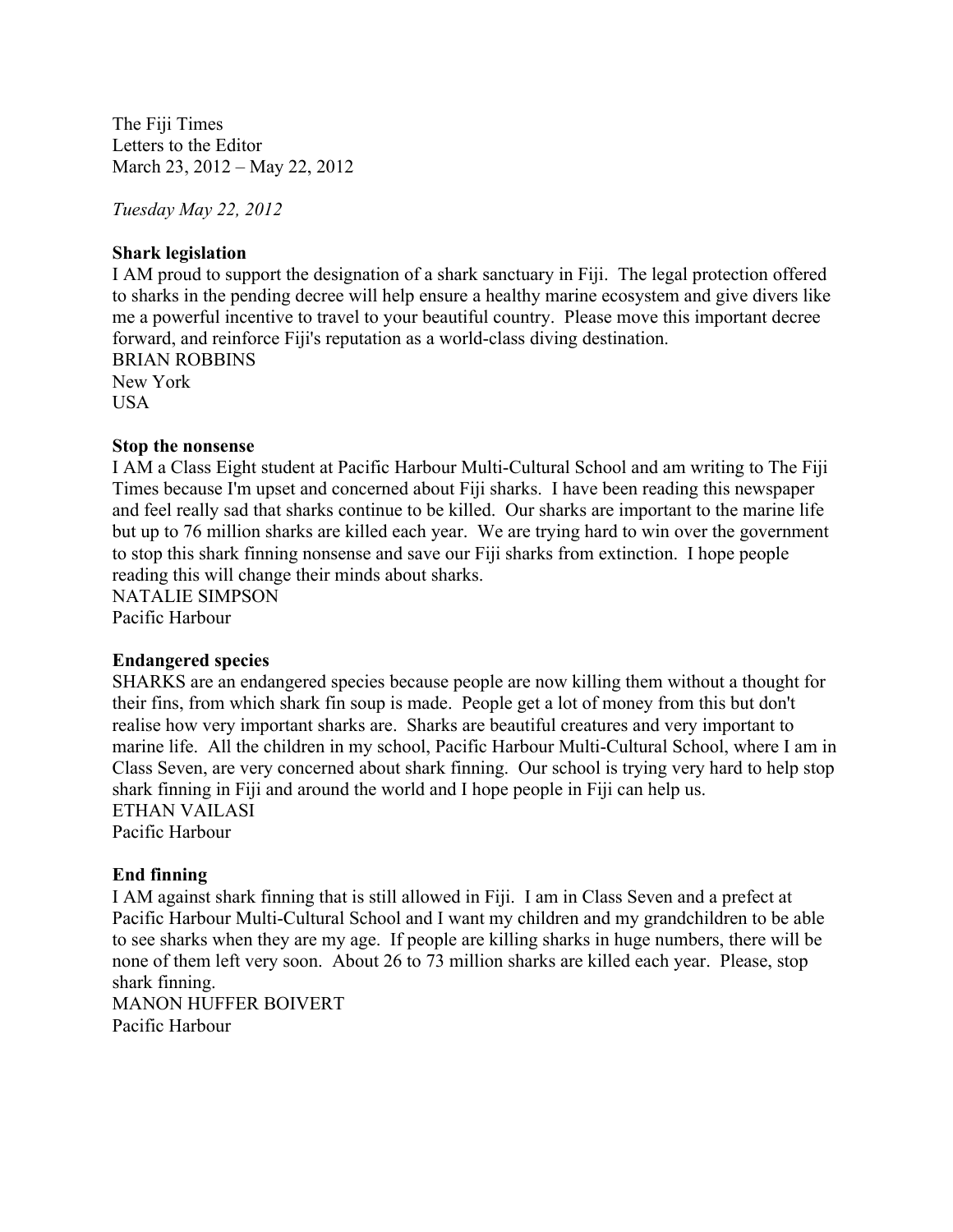The Fiji Times
Letters to the Editor
March 23, 2012 – May 22, 2012

*Tuesday May 22, 2012*

**Shark legislation**

I AM proud to support the designation of a shark sanctuary in Fiji. The legal protection offered to sharks in the pending decree will help ensure a healthy marine ecosystem and give divers like me a powerful incentive to travel to your beautiful country. Please move this important decree forward, and reinforce Fiji's reputation as a world-class diving destination.

BRIAN ROBBINS
New York
USA

**Stop the nonsense**

I AM a Class Eight student at Pacific Harbour Multi-Cultural School and am writing to The Fiji Times because I'm upset and concerned about Fiji sharks. I have been reading this newspaper and feel really sad that sharks continue to be killed. Our sharks are important to the marine life but up to 76 million sharks are killed each year. We are trying hard to win over the government to stop this shark finning nonsense and save our Fiji sharks from extinction. I hope people reading this will change their minds about sharks.

NATALIE SIMPSON
Pacific Harbour

**Endangered species**

SHARKS are an endangered species because people are now killing them without a thought for their fins, from which shark fin soup is made. People get a lot of money from this but don't realise how very important sharks are. Sharks are beautiful creatures and very important to marine life. All the children in my school, Pacific Harbour Multi-Cultural School, where I am in Class Seven, are very concerned about shark finning. Our school is trying very hard to help stop shark finning in Fiji and around the world and I hope people in Fiji can help us.

ETHAN VAILASI
Pacific Harbour

**End finning**

I AM against shark finning that is still allowed in Fiji. I am in Class Seven and a prefect at Pacific Harbour Multi-Cultural School and I want my children and my grandchildren to be able to see sharks when they are my age. If people are killing sharks in huge numbers, there will be none of them left very soon. About 26 to 73 million sharks are killed each year. Please, stop shark finning.

MANON HUFFER BOIVERT
Pacific Harbour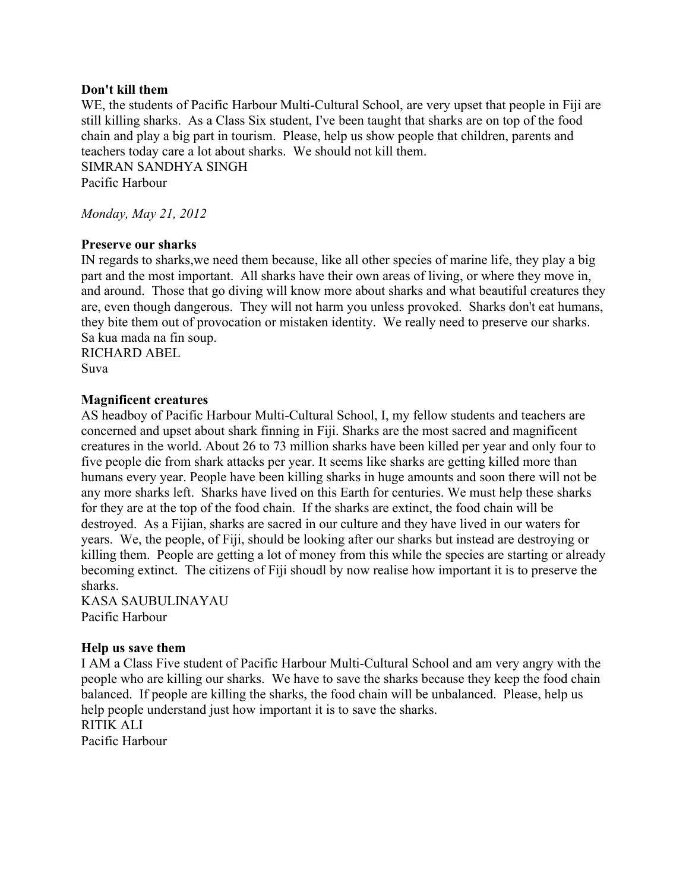**Don't kill them**

WE, the students of Pacific Harbour Multi-Cultural School, are very upset that people in Fiji are still killing sharks. As a Class Six student, I've been taught that sharks are on top of the food chain and play a big part in tourism. Please, help us show people that children, parents and teachers today care a lot about sharks. We should not kill them.

SIMRAN SANDHYA SINGH
Pacific Harbour

*Monday, May 21, 2012*

**Preserve our sharks**

IN regards to sharks,we need them because, like all other species of marine life, they play a big part and the most important. All sharks have their own areas of living, or where they move in, and around. Those that go diving will know more about sharks and what beautiful creatures they are, even though dangerous. They will not harm you unless provoked. Sharks don't eat humans, they bite them out of provocation or mistaken identity. We really need to preserve our sharks. Sa kua mada na fin soup.

RICHARD ABEL
Suva

**Magnificent creatures**

AS headboy of Pacific Harbour Multi-Cultural School, I, my fellow students and teachers are concerned and upset about shark finning in Fiji. Sharks are the most sacred and magnificent creatures in the world. About 26 to 73 million sharks have been killed per year and only four to five people die from shark attacks per year. It seems like sharks are getting killed more than humans every year. People have been killing sharks in huge amounts and soon there will not be any more sharks left. Sharks have lived on this Earth for centuries. We must help these sharks for they are at the top of the food chain. If the sharks are extinct, the food chain will be destroyed. As a Fijian, sharks are sacred in our culture and they have lived in our waters for years. We, the people, of Fiji, should be looking after our sharks but instead are destroying or killing them. People are getting a lot of money from this while the species are starting or already becoming extinct. The citizens of Fiji shoudl by now realise how important it is to preserve the sharks.

KASA SAUBULINAYAU
Pacific Harbour

**Help us save them**

I AM a Class Five student of Pacific Harbour Multi-Cultural School and am very angry with the people who are killing our sharks. We have to save the sharks because they keep the food chain balanced. If people are killing the sharks, the food chain will be unbalanced. Please, help us help people understand just how important it is to save the sharks.

RITIK ALI
Pacific Harbour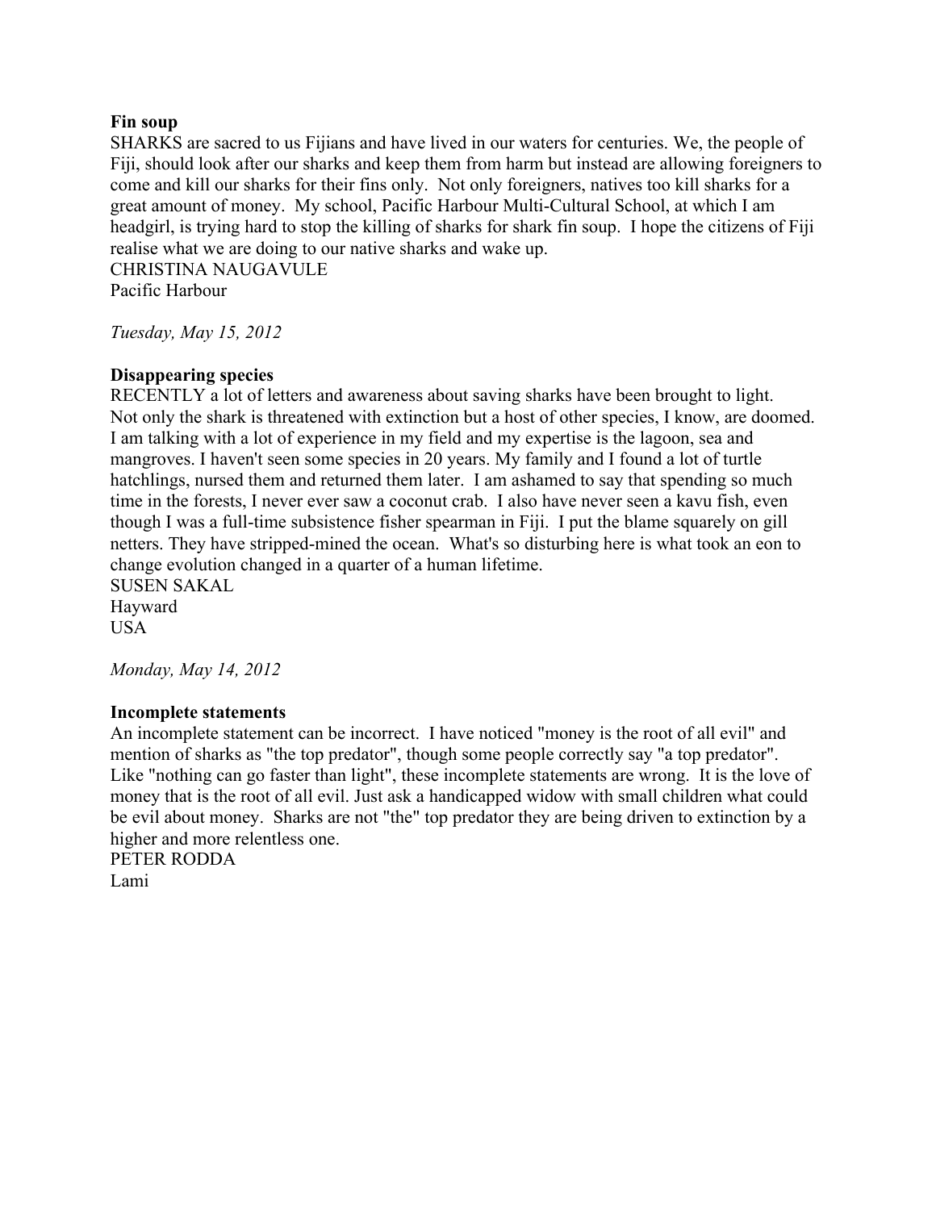**Fin soup**

SHARKS are sacred to us Fijians and have lived in our waters for centuries. We, the people of Fiji, should look after our sharks and keep them from harm but instead are allowing foreigners to come and kill our sharks for their fins only. Not only foreigners, natives too kill sharks for a great amount of money. My school, Pacific Harbour Multi-Cultural School, at which I am headgirl, is trying hard to stop the killing of sharks for shark fin soup. I hope the citizens of Fiji realise what we are doing to our native sharks and wake up.

CHRISTINA NAUGAVULE
Pacific Harbour

*Tuesday, May 15, 2012*

**Disappearing species**

RECENTLY a lot of letters and awareness about saving sharks have been brought to light. Not only the shark is threatened with extinction but a host of other species, I know, are doomed. I am talking with a lot of experience in my field and my expertise is the lagoon, sea and mangroves. I haven't seen some species in 20 years. My family and I found a lot of turtle hatchlings, nursed them and returned them later. I am ashamed to say that spending so much time in the forests, I never ever saw a coconut crab. I also have never seen a kavu fish, even though I was a full-time subsistence fisher spearman in Fiji. I put the blame squarely on gill netters. They have stripped-mined the ocean. What's so disturbing here is what took an eon to change evolution changed in a quarter of a human lifetime.

SUSEN SAKAL
Hayward
USA

*Monday, May 14, 2012*

**Incomplete statements**

An incomplete statement can be incorrect. I have noticed "money is the root of all evil" and mention of sharks as "the top predator", though some people correctly say "a top predator". Like "nothing can go faster than light", these incomplete statements are wrong. It is the love of money that is the root of all evil. Just ask a handicapped widow with small children what could be evil about money. Sharks are not "the" top predator they are being driven to extinction by a higher and more relentless one.

PETER RODDA
Lami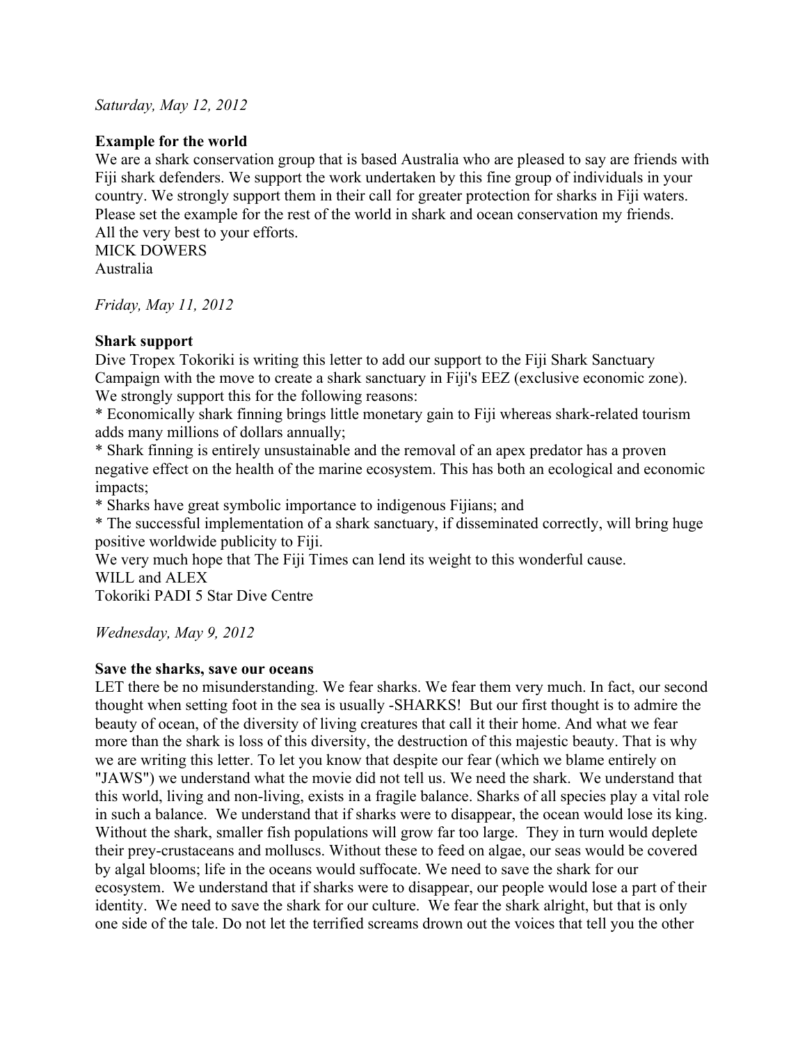*Saturday, May 12, 2012*

**Example for the world**

We are a shark conservation group that is based Australia who are pleased to say are friends with Fiji shark defenders. We support the work undertaken by this fine group of individuals in your country. We strongly support them in their call for greater protection for sharks in Fiji waters. Please set the example for the rest of the world in shark and ocean conservation my friends.
All the very best to your efforts.
MICK DOWERS
Australia

*Friday, May 11, 2012*

**Shark support**

Dive Tropex Tokoriki is writing this letter to add our support to the Fiji Shark Sanctuary Campaign with the move to create a shark sanctuary in Fiji's EEZ (exclusive economic zone).
We strongly support this for the following reasons:

* Economically shark finning brings little monetary gain to Fiji whereas shark-related tourism adds many millions of dollars annually;
* Shark finning is entirely unsustainable and the removal of an apex predator has a proven negative effect on the health of the marine ecosystem. This has both an ecological and economic impacts;
* Sharks have great symbolic importance to indigenous Fijians; and
* The successful implementation of a shark sanctuary, if disseminated correctly, will bring huge positive worldwide publicity to Fiji.

We very much hope that The Fiji Times can lend its weight to this wonderful cause.
WILL and ALEX
Tokoriki PADI 5 Star Dive Centre

*Wednesday, May 9, 2012*

**Save the sharks, save our oceans**

LET there be no misunderstanding. We fear sharks. We fear them very much. In fact, our second thought when setting foot in the sea is usually -SHARKS! But our first thought is to admire the beauty of ocean, of the diversity of living creatures that call it their home. And what we fear more than the shark is loss of this diversity, the destruction of this majestic beauty. That is why we are writing this letter. To let you know that despite our fear (which we blame entirely on "JAWS") we understand what the movie did not tell us. We need the shark. We understand that this world, living and non-living, exists in a fragile balance. Sharks of all species play a vital role in such a balance. We understand that if sharks were to disappear, the ocean would lose its king. Without the shark, smaller fish populations will grow far too large. They in turn would deplete their prey-crustaceans and molluscs. Without these to feed on algae, our seas would be covered by algal blooms; life in the oceans would suffocate. We need to save the shark for our ecosystem. We understand that if sharks were to disappear, our people would lose a part of their identity. We need to save the shark for our culture. We fear the shark alright, but that is only one side of the tale. Do not let the terrified screams drown out the voices that tell you the other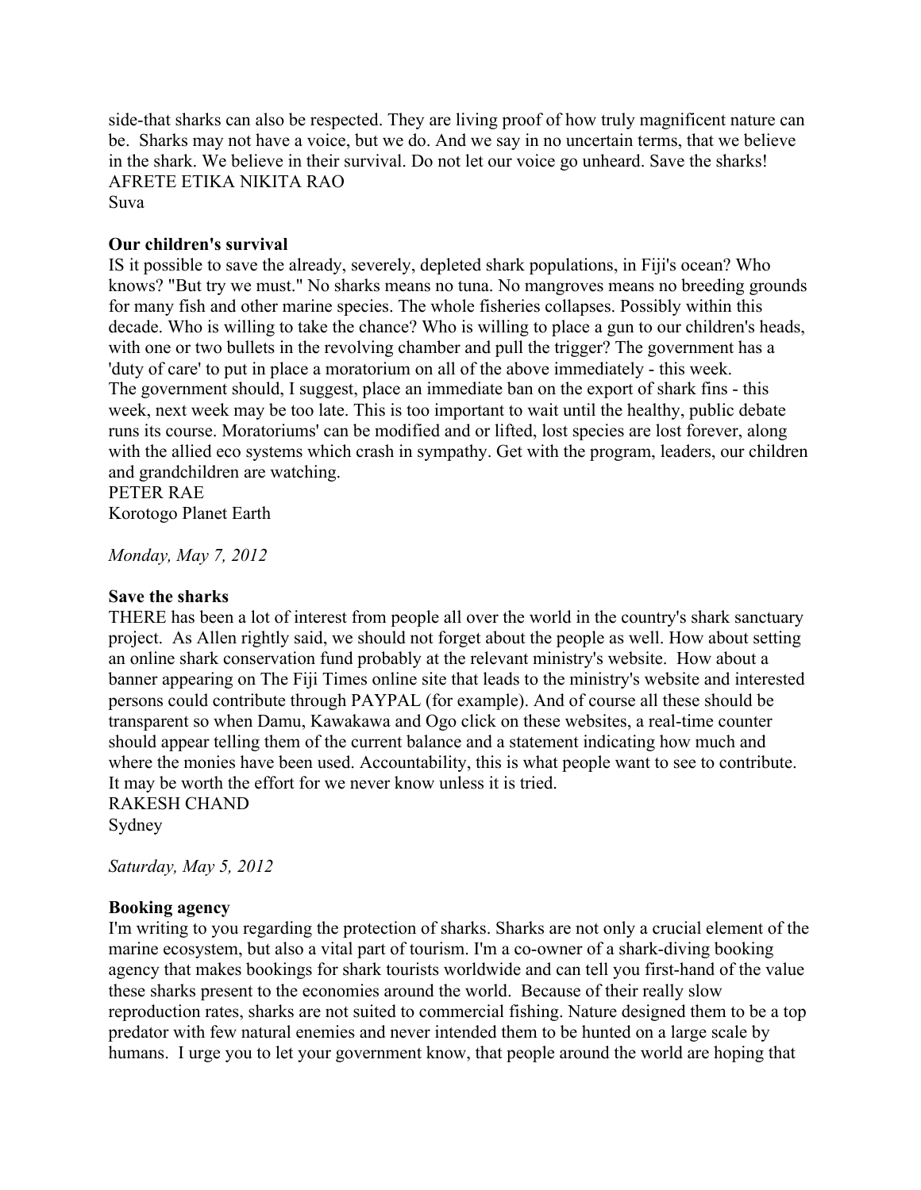side-that sharks can also be respected. They are living proof of how truly magnificent nature can be. Sharks may not have a voice, but we do. And we say in no uncertain terms, that we believe in the shark. We believe in their survival. Do not let our voice go unheard. Save the sharks!
AFRETE ETIKA NIKITA RAO
Suva

**Our children's survival**

IS it possible to save the already, severely, depleted shark populations, in Fiji's ocean? Who knows? "But try we must." No sharks means no tuna. No mangroves means no breeding grounds for many fish and other marine species. The whole fisheries collapses. Possibly within this decade. Who is willing to take the chance? Who is willing to place a gun to our children's heads, with one or two bullets in the revolving chamber and pull the trigger? The government has a 'duty of care' to put in place a moratorium on all of the above immediately - this week.
The government should, I suggest, place an immediate ban on the export of shark fins - this week, next week may be too late. This is too important to wait until the healthy, public debate runs its course. Moratoriums' can be modified and or lifted, lost species are lost forever, along with the allied eco systems which crash in sympathy. Get with the program, leaders, our children and grandchildren are watching.
PETER RAE
Korotogo Planet Earth

*Monday, May 7, 2012*

**Save the sharks**

THERE has been a lot of interest from people all over the world in the country's shark sanctuary project. As Allen rightly said, we should not forget about the people as well. How about setting an online shark conservation fund probably at the relevant ministry's website. How about a banner appearing on The Fiji Times online site that leads to the ministry's website and interested persons could contribute through PAYPAL (for example). And of course all these should be transparent so when Damu, Kawakawa and Ogo click on these websites, a real-time counter should appear telling them of the current balance and a statement indicating how much and where the monies have been used. Accountability, this is what people want to see to contribute. It may be worth the effort for we never know unless it is tried.
RAKESH CHAND
Sydney

*Saturday, May 5, 2012*

**Booking agency**

I'm writing to you regarding the protection of sharks. Sharks are not only a crucial element of the marine ecosystem, but also a vital part of tourism. I'm a co-owner of a shark-diving booking agency that makes bookings for shark tourists worldwide and can tell you first-hand of the value these sharks present to the economies around the world. Because of their really slow reproduction rates, sharks are not suited to commercial fishing. Nature designed them to be a top predator with few natural enemies and never intended them to be hunted on a large scale by humans. I urge you to let your government know, that people around the world are hoping that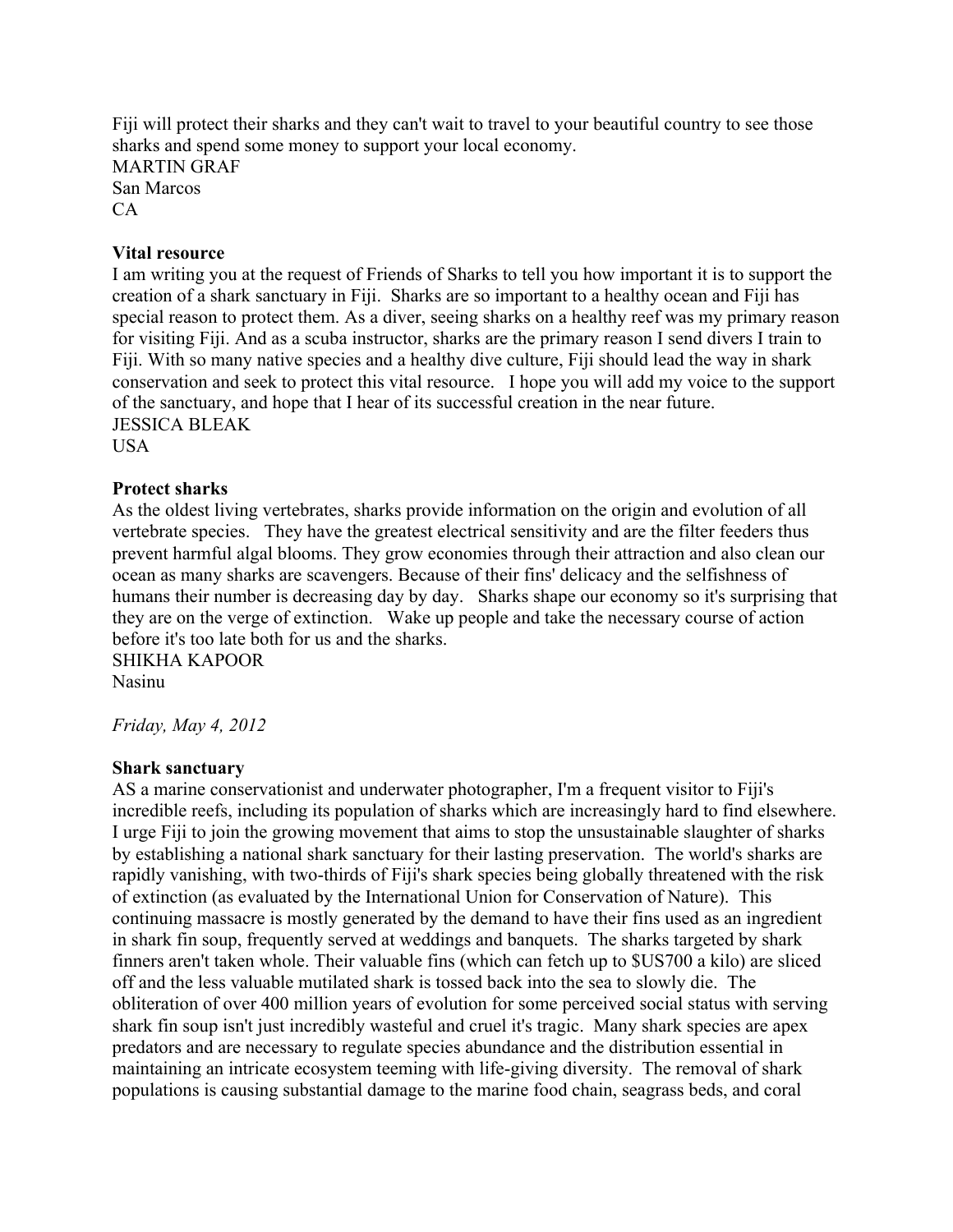Fiji will protect their sharks and they can't wait to travel to your beautiful country to see those sharks and spend some money to support your local economy.
MARTIN GRAF
San Marcos
CA

**Vital resource**

I am writing you at the request of Friends of Sharks to tell you how important it is to support the creation of a shark sanctuary in Fiji. Sharks are so important to a healthy ocean and Fiji has special reason to protect them. As a diver, seeing sharks on a healthy reef was my primary reason for visiting Fiji. And as a scuba instructor, sharks are the primary reason I send divers I train to Fiji. With so many native species and a healthy dive culture, Fiji should lead the way in shark conservation and seek to protect this vital resource. I hope you will add my voice to the support of the sanctuary, and hope that I hear of its successful creation in the near future.
JESSICA BLEAK
USA

**Protect sharks**

As the oldest living vertebrates, sharks provide information on the origin and evolution of all vertebrate species. They have the greatest electrical sensitivity and are the filter feeders thus prevent harmful algal blooms. They grow economies through their attraction and also clean our ocean as many sharks are scavengers. Because of their fins' delicacy and the selfishness of humans their number is decreasing day by day. Sharks shape our economy so it's surprising that they are on the verge of extinction. Wake up people and take the necessary course of action before it's too late both for us and the sharks.
SHIKHA KAPOOR
Nasinu

*Friday, May 4, 2012*

**Shark sanctuary**

AS a marine conservationist and underwater photographer, I'm a frequent visitor to Fiji's incredible reefs, including its population of sharks which are increasingly hard to find elsewhere. I urge Fiji to join the growing movement that aims to stop the unsustainable slaughter of sharks by establishing a national shark sanctuary for their lasting preservation. The world's sharks are rapidly vanishing, with two-thirds of Fiji's shark species being globally threatened with the risk of extinction (as evaluated by the International Union for Conservation of Nature). This continuing massacre is mostly generated by the demand to have their fins used as an ingredient in shark fin soup, frequently served at weddings and banquets. The sharks targeted by shark finners aren't taken whole. Their valuable fins (which can fetch up to $US700 a kilo) are sliced off and the less valuable mutilated shark is tossed back into the sea to slowly die. The obliteration of over 400 million years of evolution for some perceived social status with serving shark fin soup isn't just incredibly wasteful and cruel it's tragic. Many shark species are apex predators and are necessary to regulate species abundance and the distribution essential in maintaining an intricate ecosystem teeming with life-giving diversity. The removal of shark populations is causing substantial damage to the marine food chain, seagrass beds, and coral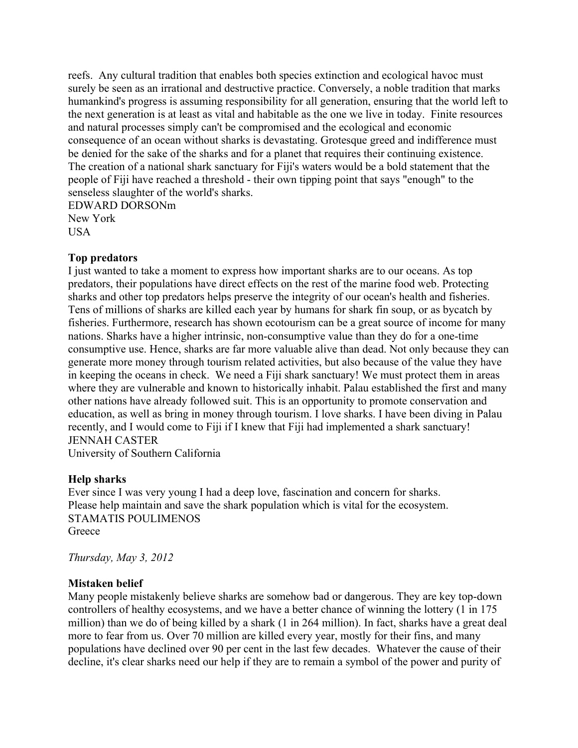reefs. Any cultural tradition that enables both species extinction and ecological havoc must surely be seen as an irrational and destructive practice. Conversely, a noble tradition that marks humankind's progress is assuming responsibility for all generation, ensuring that the world left to the next generation is at least as vital and habitable as the one we live in today. Finite resources and natural processes simply can't be compromised and the ecological and economic consequence of an ocean without sharks is devastating. Grotesque greed and indifference must be denied for the sake of the sharks and for a planet that requires their continuing existence. The creation of a national shark sanctuary for Fiji's waters would be a bold statement that the people of Fiji have reached a threshold - their own tipping point that says "enough" to the senseless slaughter of the world's sharks.
EDWARD DORSONm
New York
USA

**Top predators**
I just wanted to take a moment to express how important sharks are to our oceans. As top predators, their populations have direct effects on the rest of the marine food web. Protecting sharks and other top predators helps preserve the integrity of our ocean's health and fisheries. Tens of millions of sharks are killed each year by humans for shark fin soup, or as bycatch by fisheries. Furthermore, research has shown ecotourism can be a great source of income for many nations. Sharks have a higher intrinsic, non-consumptive value than they do for a one-time consumptive use. Hence, sharks are far more valuable alive than dead. Not only because they can generate more money through tourism related activities, but also because of the value they have in keeping the oceans in check. We need a Fiji shark sanctuary! We must protect them in areas where they are vulnerable and known to historically inhabit. Palau established the first and many other nations have already followed suit. This is an opportunity to promote conservation and education, as well as bring in money through tourism. I love sharks. I have been diving in Palau recently, and I would come to Fiji if I knew that Fiji had implemented a shark sanctuary!
JENNAH CASTER
University of Southern California

**Help sharks**
Ever since I was very young I had a deep love, fascination and concern for sharks.
Please help maintain and save the shark population which is vital for the ecosystem.
STAMATIS POULIMENOS
Greece

*Thursday, May 3, 2012*

**Mistaken belief**
Many people mistakenly believe sharks are somehow bad or dangerous. They are key top-down controllers of healthy ecosystems, and we have a better chance of winning the lottery (1 in 175 million) than we do of being killed by a shark (1 in 264 million). In fact, sharks have a great deal more to fear from us. Over 70 million are killed every year, mostly for their fins, and many populations have declined over 90 per cent in the last few decades. Whatever the cause of their decline, it's clear sharks need our help if they are to remain a symbol of the power and purity of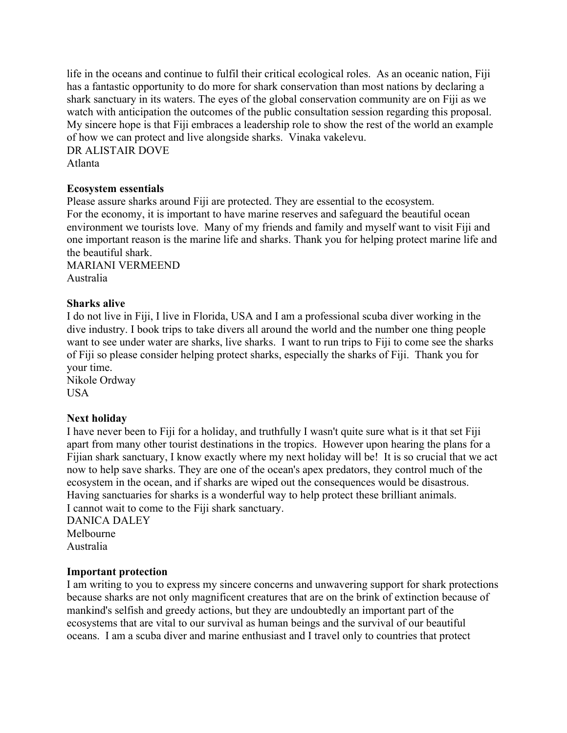life in the oceans and continue to fulfil their critical ecological roles. As an oceanic nation, Fiji has a fantastic opportunity to do more for shark conservation than most nations by declaring a shark sanctuary in its waters. The eyes of the global conservation community are on Fiji as we watch with anticipation the outcomes of the public consultation session regarding this proposal. My sincere hope is that Fiji embraces a leadership role to show the rest of the world an example of how we can protect and live alongside sharks. Vinaka vakelevu.
DR ALISTAIR DOVE
Atlanta

**Ecosystem essentials**
Please assure sharks around Fiji are protected. They are essential to the ecosystem.
For the economy, it is important to have marine reserves and safeguard the beautiful ocean environment we tourists love. Many of my friends and family and myself want to visit Fiji and one important reason is the marine life and sharks. Thank you for helping protect marine life and the beautiful shark.
MARIANI VERMEEND
Australia

**Sharks alive**
I do not live in Fiji, I live in Florida, USA and I am a professional scuba diver working in the dive industry. I book trips to take divers all around the world and the number one thing people want to see under water are sharks, live sharks. I want to run trips to Fiji to come see the sharks of Fiji so please consider helping protect sharks, especially the sharks of Fiji. Thank you for your time.
Nikole Ordway
USA

**Next holiday**
I have never been to Fiji for a holiday, and truthfully I wasn't quite sure what is it that set Fiji apart from many other tourist destinations in the tropics. However upon hearing the plans for a Fijian shark sanctuary, I know exactly where my next holiday will be! It is so crucial that we act now to help save sharks. They are one of the ocean's apex predators, they control much of the ecosystem in the ocean, and if sharks are wiped out the consequences would be disastrous. Having sanctuaries for sharks is a wonderful way to help protect these brilliant animals.
I cannot wait to come to the Fiji shark sanctuary.
DANICA DALEY
Melbourne
Australia

**Important protection**
I am writing to you to express my sincere concerns and unwavering support for shark protections because sharks are not only magnificent creatures that are on the brink of extinction because of mankind's selfish and greedy actions, but they are undoubtedly an important part of the ecosystems that are vital to our survival as human beings and the survival of our beautiful oceans. I am a scuba diver and marine enthusiast and I travel only to countries that protect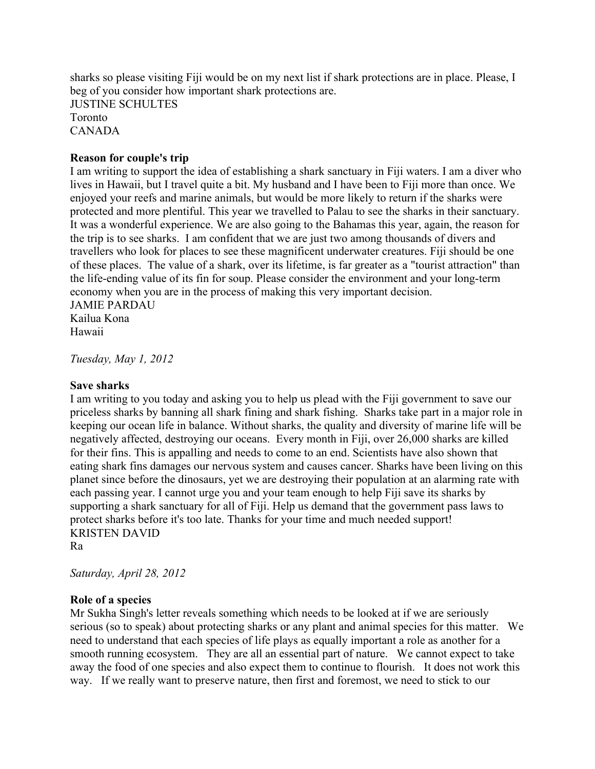sharks so please visiting Fiji would be on my next list if shark protections are in place. Please, I beg of you consider how important shark protections are.
JUSTINE SCHULTES
Toronto
CANADA

**Reason for couple's trip**

I am writing to support the idea of establishing a shark sanctuary in Fiji waters. I am a diver who lives in Hawaii, but I travel quite a bit. My husband and I have been to Fiji more than once. We enjoyed your reefs and marine animals, but would be more likely to return if the sharks were protected and more plentiful. This year we travelled to Palau to see the sharks in their sanctuary. It was a wonderful experience. We are also going to the Bahamas this year, again, the reason for the trip is to see sharks. I am confident that we are just two among thousands of divers and travellers who look for places to see these magnificent underwater creatures. Fiji should be one of these places. The value of a shark, over its lifetime, is far greater as a "tourist attraction" than the life-ending value of its fin for soup. Please consider the environment and your long-term economy when you are in the process of making this very important decision.
JAMIE PARDAU
Kailua Kona
Hawaii

*Tuesday, May 1, 2012*

**Save sharks**

I am writing to you today and asking you to help us plead with the Fiji government to save our priceless sharks by banning all shark fining and shark fishing. Sharks take part in a major role in keeping our ocean life in balance. Without sharks, the quality and diversity of marine life will be negatively affected, destroying our oceans. Every month in Fiji, over 26,000 sharks are killed for their fins. This is appalling and needs to come to an end. Scientists have also shown that eating shark fins damages our nervous system and causes cancer. Sharks have been living on this planet since before the dinosaurs, yet we are destroying their population at an alarming rate with each passing year. I cannot urge you and your team enough to help Fiji save its sharks by supporting a shark sanctuary for all of Fiji. Help us demand that the government pass laws to protect sharks before it's too late. Thanks for your time and much needed support!
KRISTEN DAVID
Ra

*Saturday, April 28, 2012*

**Role of a species**

Mr Sukha Singh's letter reveals something which needs to be looked at if we are seriously serious (so to speak) about protecting sharks or any plant and animal species for this matter. We need to understand that each species of life plays as equally important a role as another for a smooth running ecosystem. They are all an essential part of nature. We cannot expect to take away the food of one species and also expect them to continue to flourish. It does not work this way. If we really want to preserve nature, then first and foremost, we need to stick to our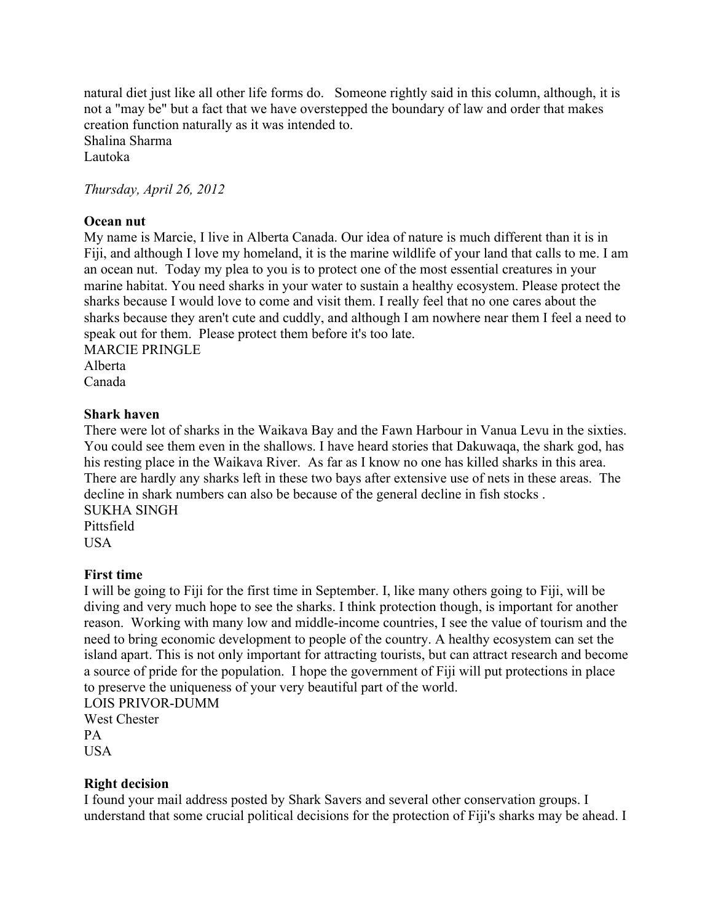natural diet just like all other life forms do. Someone rightly said in this column, although, it is not a "may be" but a fact that we have overstepped the boundary of law and order that makes creation function naturally as it was intended to.
Shalina Sharma
Lautoka

*Thursday, April 26, 2012*

**Ocean nut**
My name is Marcie, I live in Alberta Canada. Our idea of nature is much different than it is in Fiji, and although I love my homeland, it is the marine wildlife of your land that calls to me. I am an ocean nut. Today my plea to you is to protect one of the most essential creatures in your marine habitat. You need sharks in your water to sustain a healthy ecosystem. Please protect the sharks because I would love to come and visit them. I really feel that no one cares about the sharks because they aren't cute and cuddly, and although I am nowhere near them I feel a need to speak out for them. Please protect them before it's too late.
MARCIE PRINGLE
Alberta
Canada

**Shark haven**
There were lot of sharks in the Waikava Bay and the Fawn Harbour in Vanua Levu in the sixties. You could see them even in the shallows. I have heard stories that Dakuwaqa, the shark god, has his resting place in the Waikava River. As far as I know no one has killed sharks in this area. There are hardly any sharks left in these two bays after extensive use of nets in these areas. The decline in shark numbers can also be because of the general decline in fish stocks .
SUKHA SINGH
Pittsfield
USA

**First time**
I will be going to Fiji for the first time in September. I, like many others going to Fiji, will be diving and very much hope to see the sharks. I think protection though, is important for another reason. Working with many low and middle-income countries, I see the value of tourism and the need to bring economic development to people of the country. A healthy ecosystem can set the island apart. This is not only important for attracting tourists, but can attract research and become a source of pride for the population. I hope the government of Fiji will put protections in place to preserve the uniqueness of your very beautiful part of the world.
LOIS PRIVOR-DUMM
West Chester
PA
USA

**Right decision**
I found your mail address posted by Shark Savers and several other conservation groups. I understand that some crucial political decisions for the protection of Fiji's sharks may be ahead. I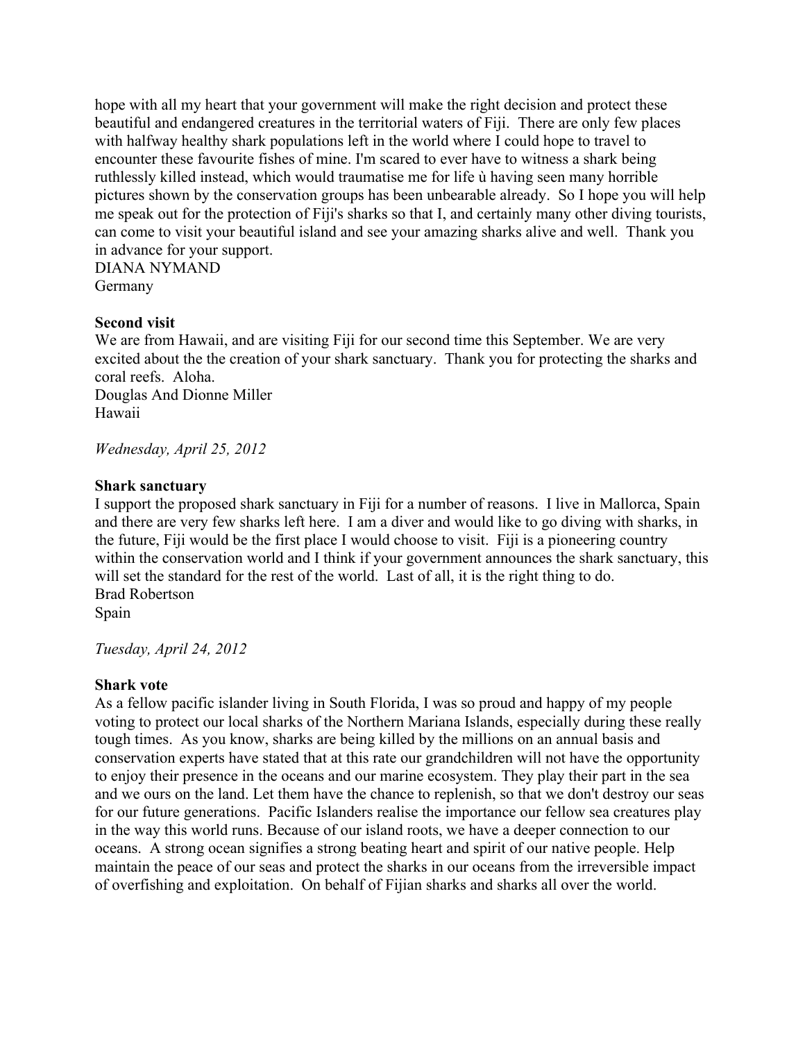hope with all my heart that your government will make the right decision and protect these beautiful and endangered creatures in the territorial waters of Fiji. There are only few places with halfway healthy shark populations left in the world where I could hope to travel to encounter these favourite fishes of mine. I'm scared to ever have to witness a shark being ruthlessly killed instead, which would traumatise me for life ù having seen many horrible pictures shown by the conservation groups has been unbearable already. So I hope you will help me speak out for the protection of Fiji's sharks so that I, and certainly many other diving tourists, can come to visit your beautiful island and see your amazing sharks alive and well. Thank you in advance for your support.
DIANA NYMAND
Germany

**Second visit**
We are from Hawaii, and are visiting Fiji for our second time this September. We are very excited about the the creation of your shark sanctuary. Thank you for protecting the sharks and coral reefs. Aloha.
Douglas And Dionne Miller
Hawaii

*Wednesday, April 25, 2012*

**Shark sanctuary**
I support the proposed shark sanctuary in Fiji for a number of reasons. I live in Mallorca, Spain and there are very few sharks left here. I am a diver and would like to go diving with sharks, in the future, Fiji would be the first place I would choose to visit. Fiji is a pioneering country within the conservation world and I think if your government announces the shark sanctuary, this will set the standard for the rest of the world. Last of all, it is the right thing to do.
Brad Robertson
Spain

*Tuesday, April 24, 2012*

**Shark vote**
As a fellow pacific islander living in South Florida, I was so proud and happy of my people voting to protect our local sharks of the Northern Mariana Islands, especially during these really tough times. As you know, sharks are being killed by the millions on an annual basis and conservation experts have stated that at this rate our grandchildren will not have the opportunity to enjoy their presence in the oceans and our marine ecosystem. They play their part in the sea and we ours on the land. Let them have the chance to replenish, so that we don't destroy our seas for our future generations. Pacific Islanders realise the importance our fellow sea creatures play in the way this world runs. Because of our island roots, we have a deeper connection to our oceans. A strong ocean signifies a strong beating heart and spirit of our native people. Help maintain the peace of our seas and protect the sharks in our oceans from the irreversible impact of overfishing and exploitation. On behalf of Fijian sharks and sharks all over the world.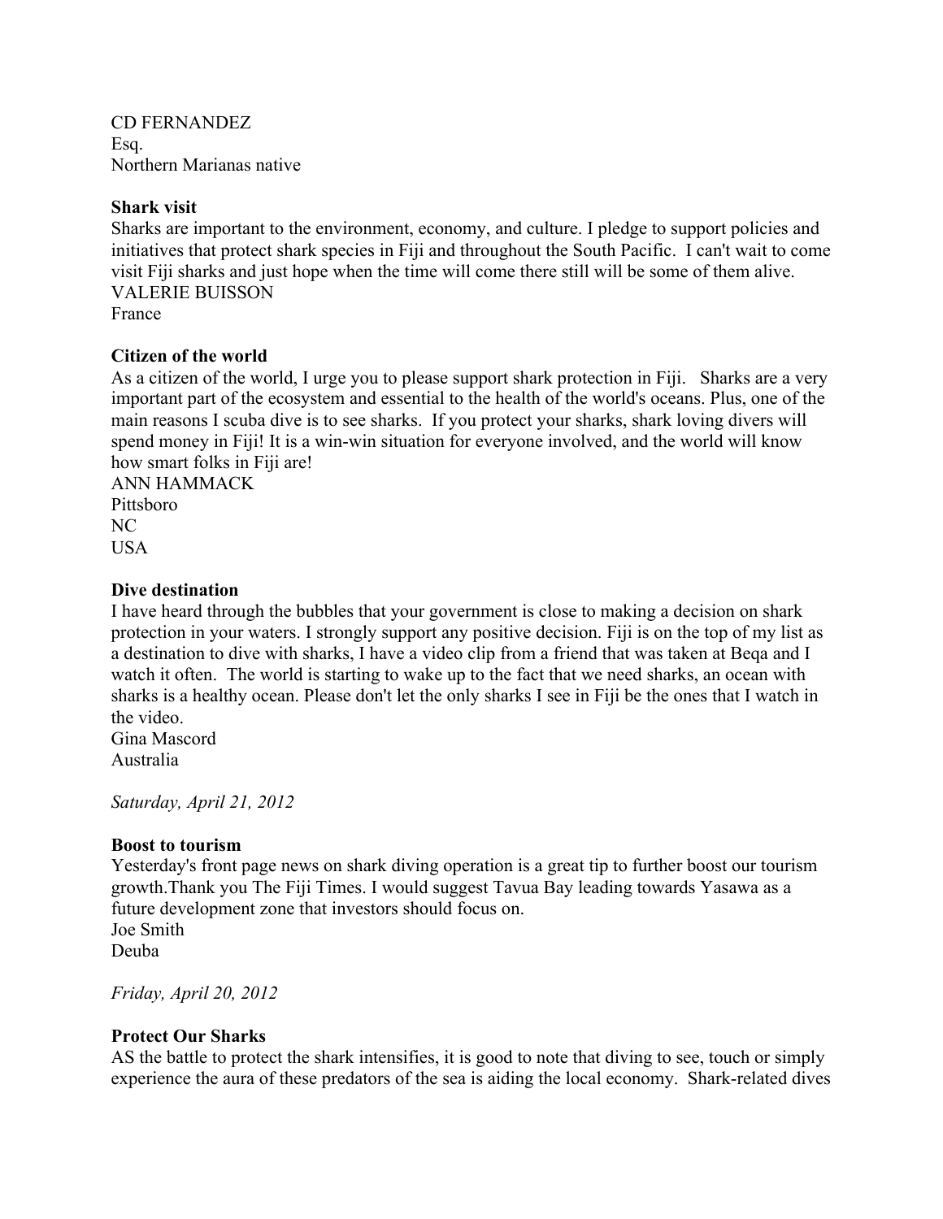CD FERNANDEZ  
Esq.  
Northern Marianas native

**Shark visit**

Sharks are important to the environment, economy, and culture. I pledge to support policies and initiatives that protect shark species in Fiji and throughout the South Pacific. I can't wait to come visit Fiji sharks and just hope when the time will come there still will be some of them alive.  
VALERIE BUISSON  
France

**Citizen of the world**

As a citizen of the world, I urge you to please support shark protection in Fiji. Sharks are a very important part of the ecosystem and essential to the health of the world's oceans. Plus, one of the main reasons I scuba dive is to see sharks. If you protect your sharks, shark loving divers will spend money in Fiji! It is a win-win situation for everyone involved, and the world will know how smart folks in Fiji are!  
ANN HAMMACK  
Pittsboro  
NC  
USA

**Dive destination**

I have heard through the bubbles that your government is close to making a decision on shark protection in your waters. I strongly support any positive decision. Fiji is on the top of my list as a destination to dive with sharks, I have a video clip from a friend that was taken at Beqa and I watch it often. The world is starting to wake up to the fact that we need sharks, an ocean with sharks is a healthy ocean. Please don't let the only sharks I see in Fiji be the ones that I watch in the video.  
Gina Mascord  
Australia

*Saturday, April 21, 2012*

**Boost to tourism**

Yesterday's front page news on shark diving operation is a great tip to further boost our tourism growth.Thank you The Fiji Times. I would suggest Tavua Bay leading towards Yasawa as a future development zone that investors should focus on.  
Joe Smith  
Deuba

*Friday, April 20, 2012*

**Protect Our Sharks**

AS the battle to protect the shark intensifies, it is good to note that diving to see, touch or simply experience the aura of these predators of the sea is aiding the local economy. Shark-related dives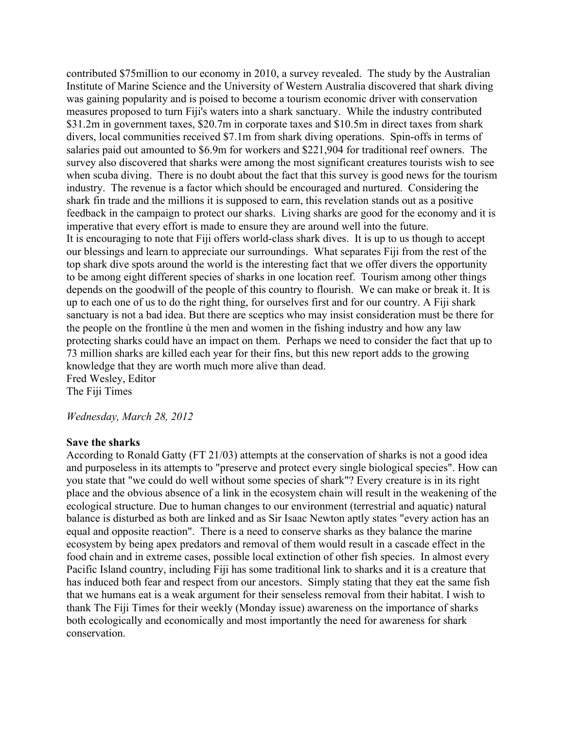contributed $75million to our economy in 2010, a survey revealed. The study by the Australian Institute of Marine Science and the University of Western Australia discovered that shark diving was gaining popularity and is poised to become a tourism economic driver with conservation measures proposed to turn Fiji's waters into a shark sanctuary. While the industry contributed $31.2m in government taxes, $20.7m in corporate taxes and $10.5m in direct taxes from shark divers, local communities received $7.1m from shark diving operations. Spin-offs in terms of salaries paid out amounted to $6.9m for workers and $221,904 for traditional reef owners. The survey also discovered that sharks were among the most significant creatures tourists wish to see when scuba diving. There is no doubt about the fact that this survey is good news for the tourism industry. The revenue is a factor which should be encouraged and nurtured. Considering the shark fin trade and the millions it is supposed to earn, this revelation stands out as a positive feedback in the campaign to protect our sharks. Living sharks are good for the economy and it is imperative that every effort is made to ensure they are around well into the future.

It is encouraging to note that Fiji offers world-class shark dives. It is up to us though to accept our blessings and learn to appreciate our surroundings. What separates Fiji from the rest of the top shark dive spots around the world is the interesting fact that we offer divers the opportunity to be among eight different species of sharks in one location reef. Tourism among other things depends on the goodwill of the people of this country to flourish. We can make or break it. It is up to each one of us to do the right thing, for ourselves first and for our country. A Fiji shark sanctuary is not a bad idea. But there are sceptics who may insist consideration must be there for the people on the frontline ù the men and women in the fishing industry and how any law protecting sharks could have an impact on them. Perhaps we need to consider the fact that up to 73 million sharks are killed each year for their fins, but this new report adds to the growing knowledge that they are worth much more alive than dead.

Fred Wesley, Editor
The Fiji Times

*Wednesday, March 28, 2012*

**Save the sharks**

According to Ronald Gatty (FT 21/03) attempts at the conservation of sharks is not a good idea and purposeless in its attempts to "preserve and protect every single biological species". How can you state that "we could do well without some species of shark"? Every creature is in its right place and the obvious absence of a link in the ecosystem chain will result in the weakening of the ecological structure. Due to human changes to our environment (terrestrial and aquatic) natural balance is disturbed as both are linked and as Sir Isaac Newton aptly states "every action has an equal and opposite reaction". There is a need to conserve sharks as they balance the marine ecosystem by being apex predators and removal of them would result in a cascade effect in the food chain and in extreme cases, possible local extinction of other fish species. In almost every Pacific Island country, including Fiji has some traditional link to sharks and it is a creature that has induced both fear and respect from our ancestors. Simply stating that they eat the same fish that we humans eat is a weak argument for their senseless removal from their habitat. I wish to thank The Fiji Times for their weekly (Monday issue) awareness on the importance of sharks both ecologically and economically and most importantly the need for awareness for shark conservation.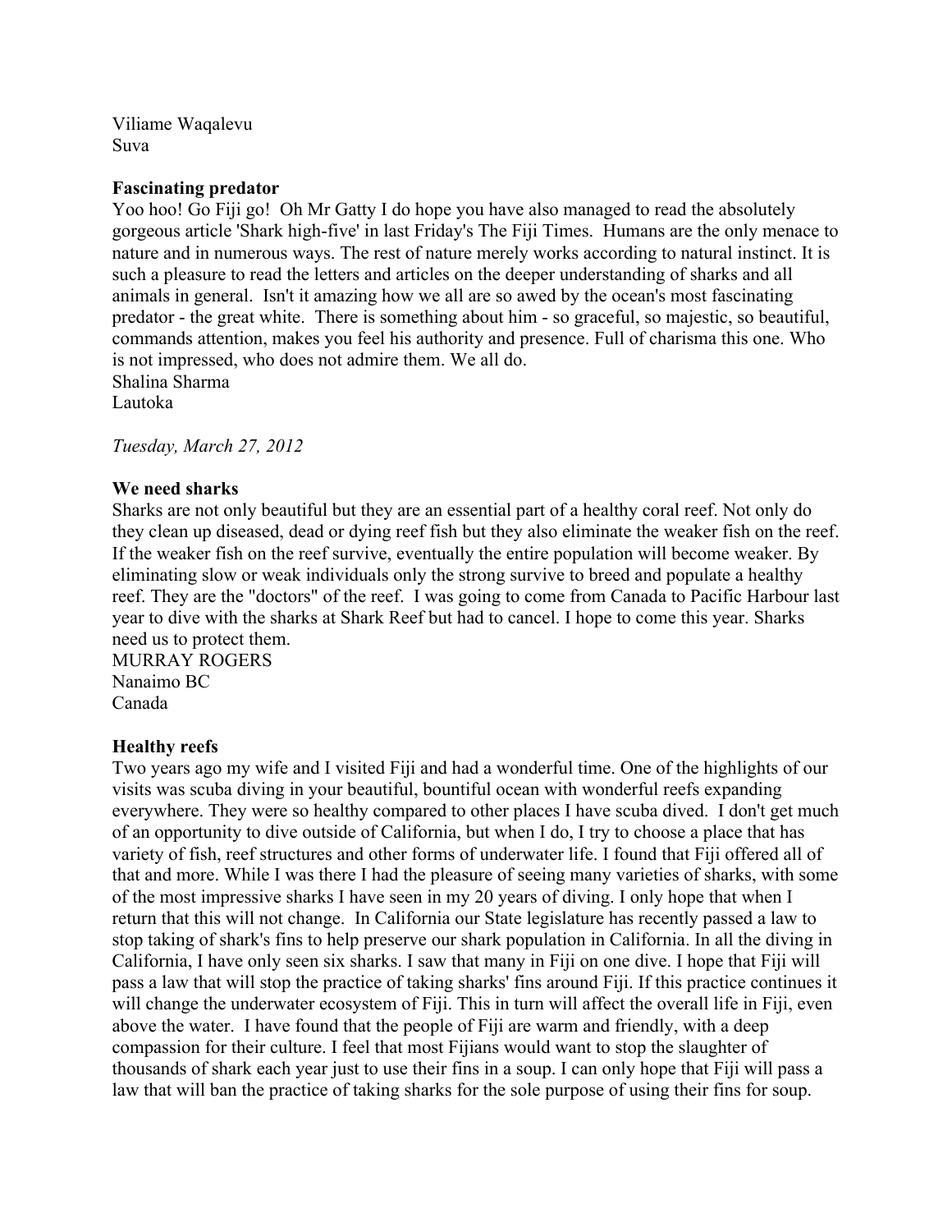Viliame Waqalevu
Suva

**Fascinating predator**

Yoo hoo! Go Fiji go! Oh Mr Gatty I do hope you have also managed to read the absolutely gorgeous article 'Shark high-five' in last Friday's The Fiji Times. Humans are the only menace to nature and in numerous ways. The rest of nature merely works according to natural instinct. It is such a pleasure to read the letters and articles on the deeper understanding of sharks and all animals in general. Isn't it amazing how we all are so awed by the ocean's most fascinating predator - the great white. There is something about him - so graceful, so majestic, so beautiful, commands attention, makes you feel his authority and presence. Full of charisma this one. Who is not impressed, who does not admire them. We all do.

Shalina Sharma
Lautoka

*Tuesday, March 27, 2012*

**We need sharks**

Sharks are not only beautiful but they are an essential part of a healthy coral reef. Not only do they clean up diseased, dead or dying reef fish but they also eliminate the weaker fish on the reef. If the weaker fish on the reef survive, eventually the entire population will become weaker. By eliminating slow or weak individuals only the strong survive to breed and populate a healthy reef. They are the "doctors" of the reef. I was going to come from Canada to Pacific Harbour last year to dive with the sharks at Shark Reef but had to cancel. I hope to come this year. Sharks need us to protect them.

MURRAY ROGERS
Nanaimo BC
Canada

**Healthy reefs**

Two years ago my wife and I visited Fiji and had a wonderful time. One of the highlights of our visits was scuba diving in your beautiful, bountiful ocean with wonderful reefs expanding everywhere. They were so healthy compared to other places I have scuba dived. I don't get much of an opportunity to dive outside of California, but when I do, I try to choose a place that has variety of fish, reef structures and other forms of underwater life. I found that Fiji offered all of that and more. While I was there I had the pleasure of seeing many varieties of sharks, with some of the most impressive sharks I have seen in my 20 years of diving. I only hope that when I return that this will not change. In California our State legislature has recently passed a law to stop taking of shark's fins to help preserve our shark population in California. In all the diving in California, I have only seen six sharks. I saw that many in Fiji on one dive. I hope that Fiji will pass a law that will stop the practice of taking sharks' fins around Fiji. If this practice continues it will change the underwater ecosystem of Fiji. This in turn will affect the overall life in Fiji, even above the water. I have found that the people of Fiji are warm and friendly, with a deep compassion for their culture. I feel that most Fijians would want to stop the slaughter of thousands of shark each year just to use their fins in a soup. I can only hope that Fiji will pass a law that will ban the practice of taking sharks for the sole purpose of using their fins for soup.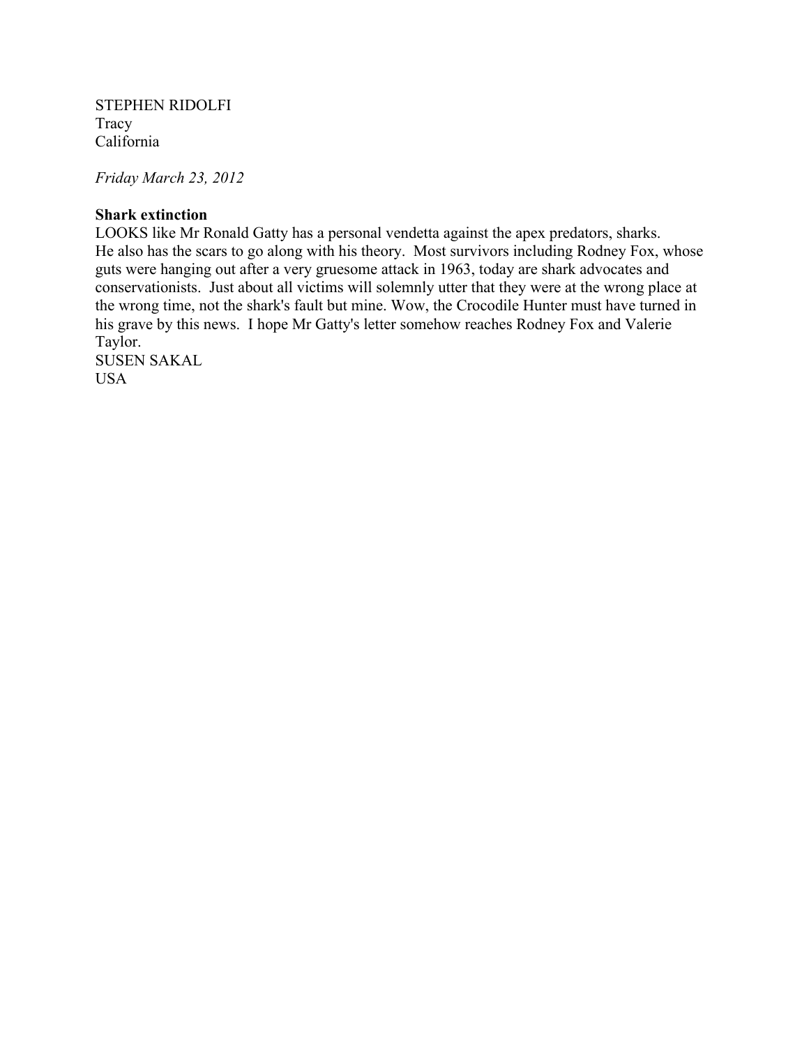STEPHEN RIDOLFI
Tracy
California

*Friday March 23, 2012*

**Shark extinction**

LOOKS like Mr Ronald Gatty has a personal vendetta against the apex predators, sharks. He also has the scars to go along with his theory. Most survivors including Rodney Fox, whose guts were hanging out after a very gruesome attack in 1963, today are shark advocates and conservationists. Just about all victims will solemnly utter that they were at the wrong place at the wrong time, not the shark's fault but mine. Wow, the Crocodile Hunter must have turned in his grave by this news. I hope Mr Gatty's letter somehow reaches Rodney Fox and Valerie Taylor.

SUSEN SAKAL
USA